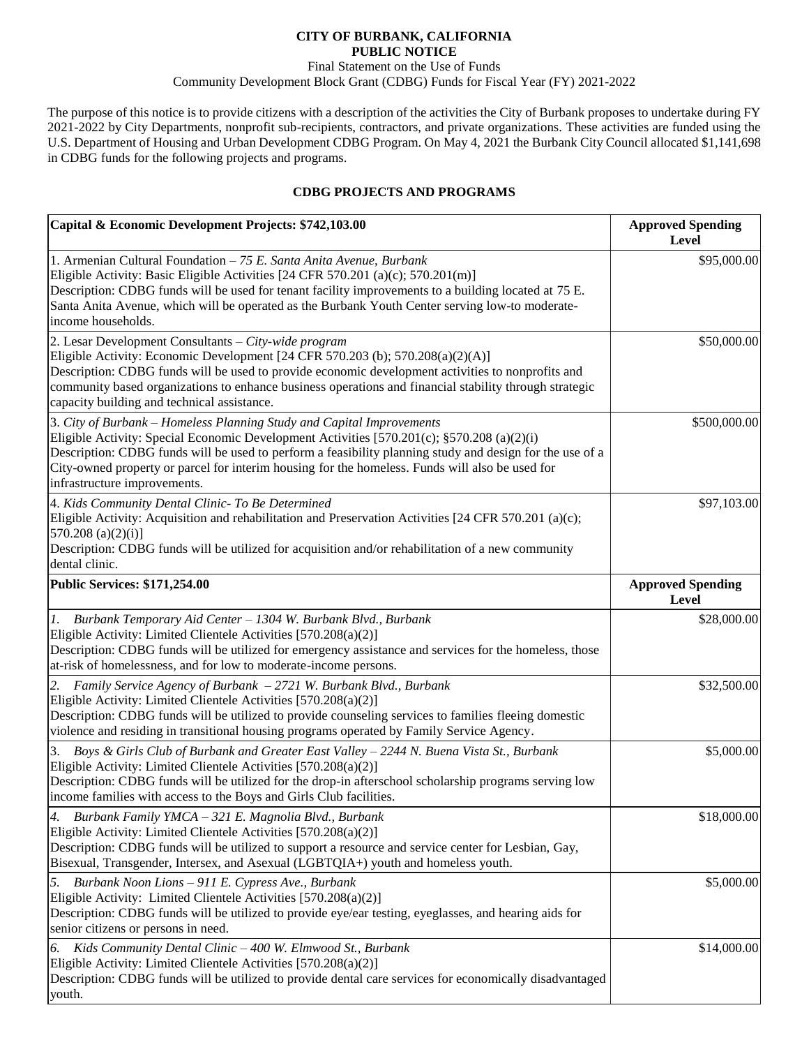**CITY OF BURBANK, CALIFORNIA**
**PUBLIC NOTICE**
Final Statement on the Use of Funds
Community Development Block Grant (CDBG) Funds for Fiscal Year (FY) 2021-2022

The purpose of this notice is to provide citizens with a description of the activities the City of Burbank proposes to undertake during FY 2021-2022 by City Departments, nonprofit sub-recipients, contractors, and private organizations. These activities are funded using the U.S. Department of Housing and Urban Development CDBG Program. On May 4, 2021 the Burbank City Council allocated $1,141,698 in CDBG funds for the following projects and programs.

## CDBG PROJECTS AND PROGRAMS

| **Capital & Economic Development Projects: $742,103.00** | **Approved Spending Level** |
|---|---|
| 1. Armenian Cultural Foundation – *75 E. Santa Anita Avenue, Burbank*<br>Eligible Activity: Basic Eligible Activities [24 CFR 570.201 (a)(c); 570.201(m)]<br>Description: CDBG funds will be used for tenant facility improvements to a building located at 75 E. Santa Anita Avenue, which will be operated as the Burbank Youth Center serving low-to moderate-income households. | $95,000.00 |
| 2. Lesar Development Consultants – *City-wide program*<br>Eligible Activity: Economic Development [24 CFR 570.203 (b); 570.208(a)(2)(A)]<br>Description: CDBG funds will be used to provide economic development activities to nonprofits and community based organizations to enhance business operations and financial stability through strategic capacity building and technical assistance. | $50,000.00 |
| 3. *City of Burbank – Homeless Planning Study and Capital Improvements*<br>Eligible Activity: Special Economic Development Activities [570.201(c); §570.208 (a)(2)(i)<br>Description: CDBG funds will be used to perform a feasibility planning study and design for the use of a City-owned property or parcel for interim housing for the homeless. Funds will also be used for infrastructure improvements. | $500,000.00 |
| 4. *Kids Community Dental Clinic- To Be Determined*<br>Eligible Activity: Acquisition and rehabilitation and Preservation Activities [24 CFR 570.201 (a)(c); 570.208 (a)(2)(i)]<br>Description: CDBG funds will be utilized for acquisition and/or rehabilitation of a new community dental clinic. | $97,103.00 |
| **Public Services: $171,254.00** | **Approved Spending Level** |
| *1. Burbank Temporary Aid Center – 1304 W. Burbank Blvd., Burbank*<br>Eligible Activity: Limited Clientele Activities [570.208(a)(2)]<br>Description: CDBG funds will be utilized for emergency assistance and services for the homeless, those at-risk of homelessness, and for low to moderate-income persons. | $28,000.00 |
| *2. Family Service Agency of Burbank – 2721 W. Burbank Blvd., Burbank*<br>Eligible Activity: Limited Clientele Activities [570.208(a)(2)]<br>Description: CDBG funds will be utilized to provide counseling services to families fleeing domestic violence and residing in transitional housing programs operated by Family Service Agency. | $32,500.00 |
| 3. *Boys & Girls Club of Burbank and Greater East Valley – 2244 N. Buena Vista St., Burbank*<br>Eligible Activity: Limited Clientele Activities [570.208(a)(2)]<br>Description: CDBG funds will be utilized for the drop-in afterschool scholarship programs serving low income families with access to the Boys and Girls Club facilities. | $5,000.00 |
| *4. Burbank Family YMCA – 321 E. Magnolia Blvd., Burbank*<br>Eligible Activity: Limited Clientele Activities [570.208(a)(2)]<br>Description: CDBG funds will be utilized to support a resource and service center for Lesbian, Gay, Bisexual, Transgender, Intersex, and Asexual (LGBTQIA+) youth and homeless youth. | $18,000.00 |
| *5. Burbank Noon Lions – 911 E. Cypress Ave., Burbank*<br>Eligible Activity: Limited Clientele Activities [570.208(a)(2)]<br>Description: CDBG funds will be utilized to provide eye/ear testing, eyeglasses, and hearing aids for senior citizens or persons in need. | $5,000.00 |
| *6. Kids Community Dental Clinic – 400 W. Elmwood St., Burbank*<br>Eligible Activity: Limited Clientele Activities [570.208(a)(2)]<br>Description: CDBG funds will be utilized to provide dental care services for economically disadvantaged youth. | $14,000.00 |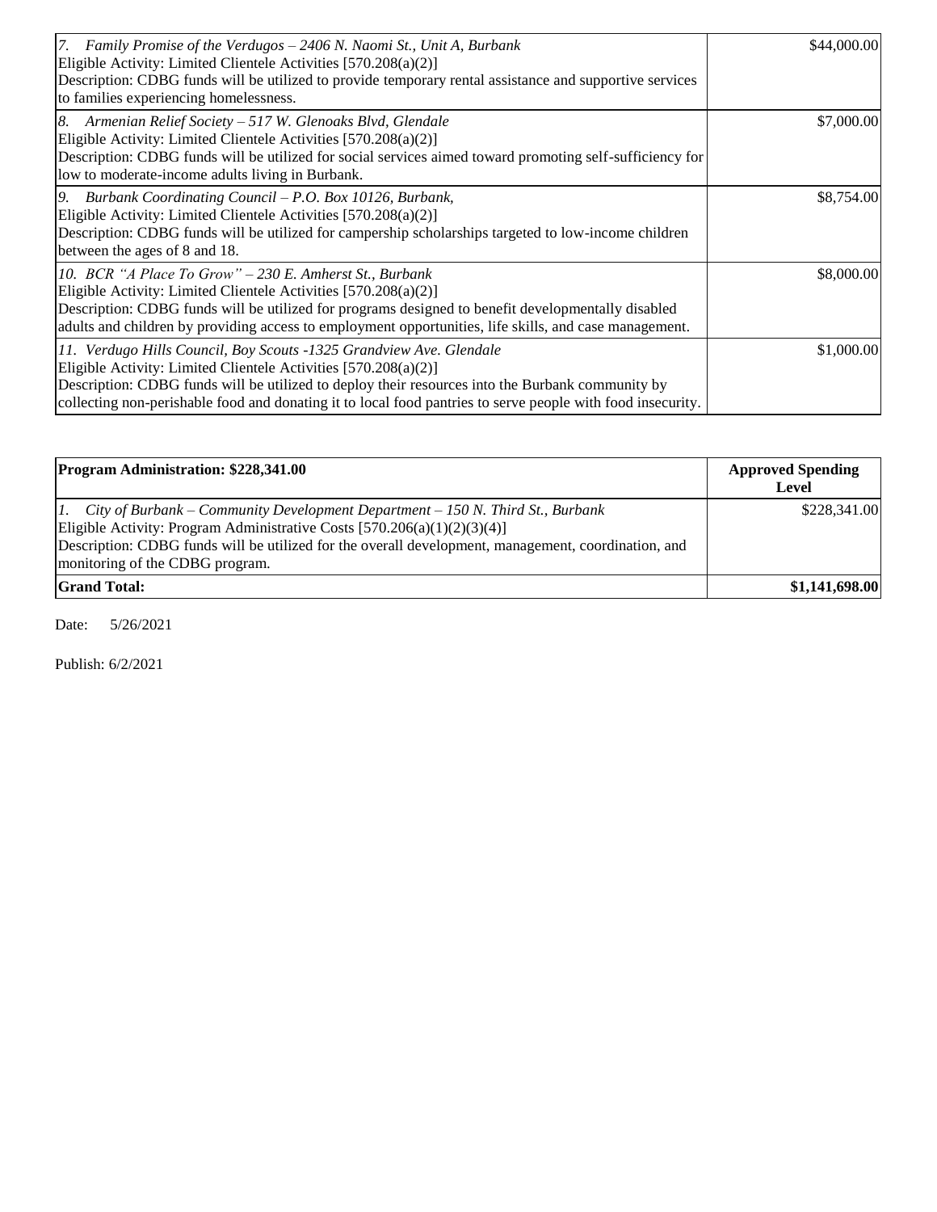| | |
|---|---|
| 7. *Family Promise of the Verdugos – 2406 N. Naomi St., Unit A, Burbank*<br>Eligible Activity: Limited Clientele Activities [570.208(a)(2)]<br>Description: CDBG funds will be utilized to provide temporary rental assistance and supportive services to families experiencing homelessness. | $44,000.00 |
| 8. *Armenian Relief Society – 517 W. Glenoaks Blvd, Glendale*<br>Eligible Activity: Limited Clientele Activities [570.208(a)(2)]<br>Description: CDBG funds will be utilized for social services aimed toward promoting self-sufficiency for low to moderate-income adults living in Burbank. | $7,000.00 |
| 9. *Burbank Coordinating Council – P.O. Box 10126, Burbank,*<br>Eligible Activity: Limited Clientele Activities [570.208(a)(2)]<br>Description: CDBG funds will be utilized for campership scholarships targeted to low-income children between the ages of 8 and 18. | $8,754.00 |
| 10. *BCR "A Place To Grow" – 230 E. Amherst St., Burbank*<br>Eligible Activity: Limited Clientele Activities [570.208(a)(2)]<br>Description: CDBG funds will be utilized for programs designed to benefit developmentally disabled adults and children by providing access to employment opportunities, life skills, and case management. | $8,000.00 |
| 11. *Verdugo Hills Council, Boy Scouts -1325 Grandview Ave. Glendale*<br>Eligible Activity: Limited Clientele Activities [570.208(a)(2)]<br>Description: CDBG funds will be utilized to deploy their resources into the Burbank community by collecting non-perishable food and donating it to local food pantries to serve people with food insecurity. | $1,000.00 |

| **Program Administration: $228,341.00** | **Approved Spending Level** |
|---|---|
| 1. *City of Burbank – Community Development Department – 150 N. Third St., Burbank*<br>Eligible Activity: Program Administrative Costs [570.206(a)(1)(2)(3)(4)]<br>Description: CDBG funds will be utilized for the overall development, management, coordination, and monitoring of the CDBG program. | $228,341.00 |
| **Grand Total:** | **$1,141,698.00** |

Date: 5/26/2021

Publish: 6/2/2021